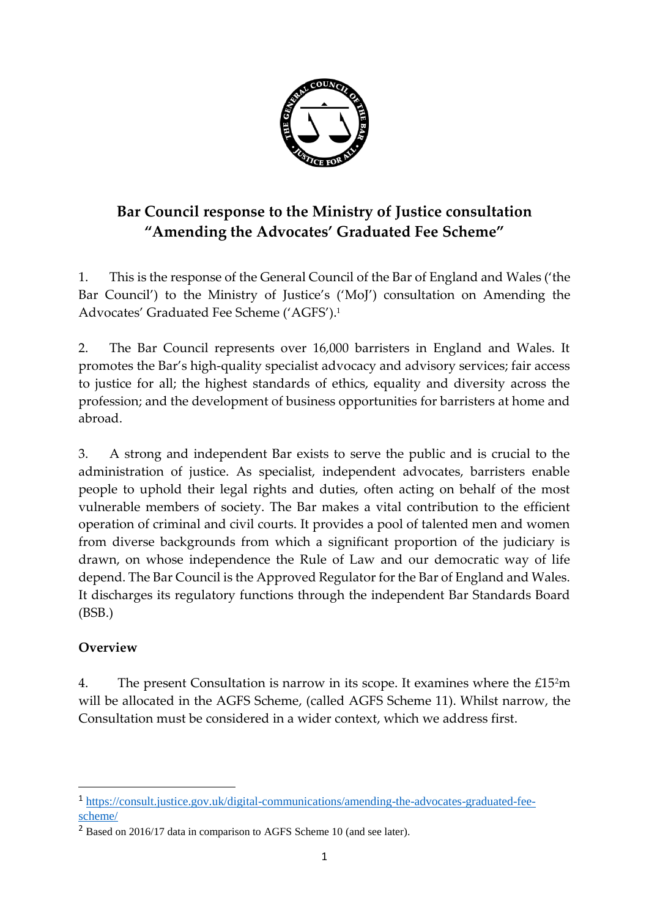# Bar Council response to the Ministry of Justice consultation "Amending the Advocates' Graduated Fee Scheme"

1. This is the response of the General Council of the Bar of England and Wales ('the Bar Council') to the Ministry of Justice's ('MoJ') consultation on Amending the Advocates' Graduated Fee Scheme ('AGFS').[1]

2. The Bar Council represents over 16,000 barristers in England and Wales. It promotes the Bar's high-quality specialist advocacy and advisory services; fair access to justice for all; the highest standards of ethics, equality and diversity across the profession; and the development of business opportunities for barristers at home and abroad.

3. A strong and independent Bar exists to serve the public and is crucial to the administration of justice. As specialist, independent advocates, barristers enable people to uphold their legal rights and duties, often acting on behalf of the most vulnerable members of society. The Bar makes a vital contribution to the efficient operation of criminal and civil courts. It provides a pool of talented men and women from diverse backgrounds from which a significant proportion of the judiciary is drawn, on whose independence the Rule of Law and our democratic way of life depend. The Bar Council is the Approved Regulator for the Bar of England and Wales. It discharges its regulatory functions through the independent Bar Standards Board (BSB.)

## Overview

4. The present Consultation is narrow in its scope. It examines where the £15[2]m will be allocated in the AGFS Scheme, (called AGFS Scheme 11). Whilst narrow, the Consultation must be considered in a wider context, which we address first.

---

[1] https://consult.justice.gov.uk/digital-communications/amending-the-advocates-graduated-fee-scheme/

[2] Based on 2016/17 data in comparison to AGFS Scheme 10 (and see later).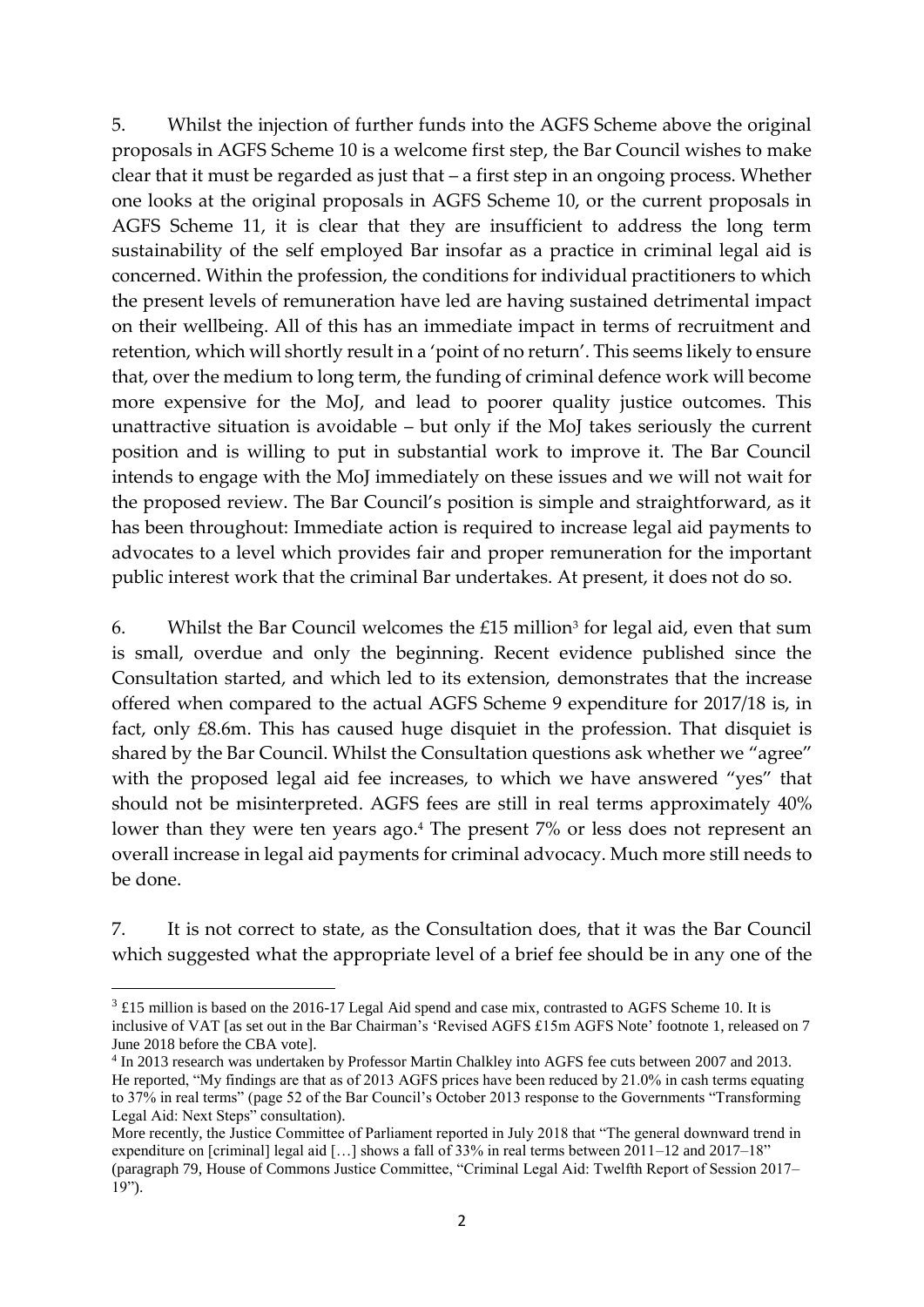5. Whilst the injection of further funds into the AGFS Scheme above the original proposals in AGFS Scheme 10 is a welcome first step, the Bar Council wishes to make clear that it must be regarded as just that – a first step in an ongoing process. Whether one looks at the original proposals in AGFS Scheme 10, or the current proposals in AGFS Scheme 11, it is clear that they are insufficient to address the long term sustainability of the self employed Bar insofar as a practice in criminal legal aid is concerned. Within the profession, the conditions for individual practitioners to which the present levels of remuneration have led are having sustained detrimental impact on their wellbeing. All of this has an immediate impact in terms of recruitment and retention, which will shortly result in a 'point of no return'. This seems likely to ensure that, over the medium to long term, the funding of criminal defence work will become more expensive for the MoJ, and lead to poorer quality justice outcomes. This unattractive situation is avoidable – but only if the MoJ takes seriously the current position and is willing to put in substantial work to improve it. The Bar Council intends to engage with the MoJ immediately on these issues and we will not wait for the proposed review. The Bar Council's position is simple and straightforward, as it has been throughout: Immediate action is required to increase legal aid payments to advocates to a level which provides fair and proper remuneration for the important public interest work that the criminal Bar undertakes. At present, it does not do so.

6. Whilst the Bar Council welcomes the £15 million[3] for legal aid, even that sum is small, overdue and only the beginning. Recent evidence published since the Consultation started, and which led to its extension, demonstrates that the increase offered when compared to the actual AGFS Scheme 9 expenditure for 2017/18 is, in fact, only £8.6m. This has caused huge disquiet in the profession. That disquiet is shared by the Bar Council. Whilst the Consultation questions ask whether we "agree" with the proposed legal aid fee increases, to which we have answered "yes" that should not be misinterpreted. AGFS fees are still in real terms approximately 40% lower than they were ten years ago.[4] The present 7% or less does not represent an overall increase in legal aid payments for criminal advocacy. Much more still needs to be done.

7. It is not correct to state, as the Consultation does, that it was the Bar Council which suggested what the appropriate level of a brief fee should be in any one of the

---

[3] £15 million is based on the 2016-17 Legal Aid spend and case mix, contrasted to AGFS Scheme 10. It is inclusive of VAT [as set out in the Bar Chairman's 'Revised AGFS £15m AGFS Note' footnote 1, released on 7 June 2018 before the CBA vote].

[4] In 2013 research was undertaken by Professor Martin Chalkley into AGFS fee cuts between 2007 and 2013. He reported, "My findings are that as of 2013 AGFS prices have been reduced by 21.0% in cash terms equating to 37% in real terms" (page 52 of the Bar Council's October 2013 response to the Governments "Transforming Legal Aid: Next Steps" consultation).

More recently, the Justice Committee of Parliament reported in July 2018 that "The general downward trend in expenditure on [criminal] legal aid […] shows a fall of 33% in real terms between 2011–12 and 2017–18" (paragraph 79, House of Commons Justice Committee, "Criminal Legal Aid: Twelfth Report of Session 2017–19").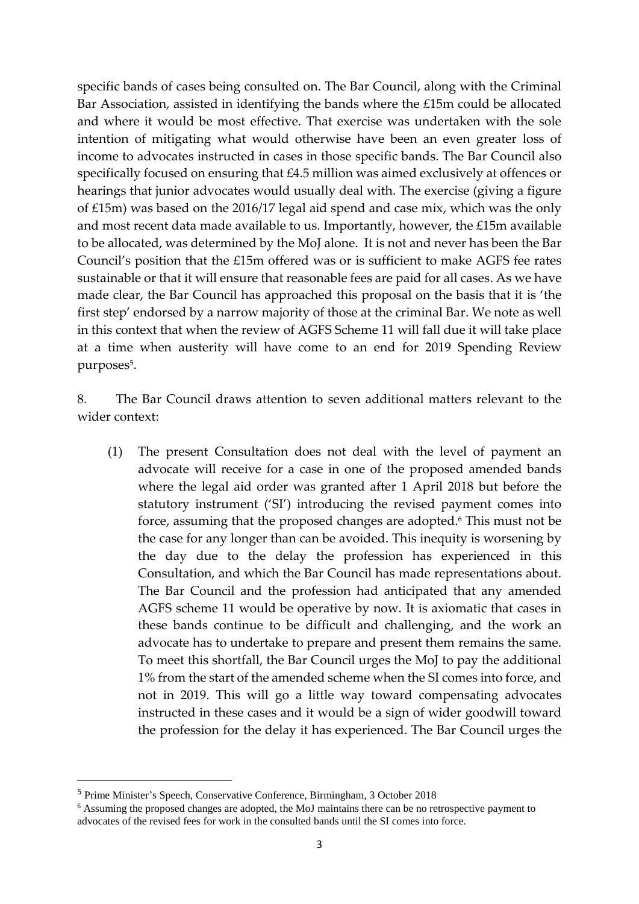specific bands of cases being consulted on. The Bar Council, along with the Criminal Bar Association, assisted in identifying the bands where the £15m could be allocated and where it would be most effective. That exercise was undertaken with the sole intention of mitigating what would otherwise have been an even greater loss of income to advocates instructed in cases in those specific bands. The Bar Council also specifically focused on ensuring that £4.5 million was aimed exclusively at offences or hearings that junior advocates would usually deal with. The exercise (giving a figure of £15m) was based on the 2016/17 legal aid spend and case mix, which was the only and most recent data made available to us. Importantly, however, the £15m available to be allocated, was determined by the MoJ alone. It is not and never has been the Bar Council's position that the £15m offered was or is sufficient to make AGFS fee rates sustainable or that it will ensure that reasonable fees are paid for all cases. As we have made clear, the Bar Council has approached this proposal on the basis that it is 'the first step' endorsed by a narrow majority of those at the criminal Bar. We note as well in this context that when the review of AGFS Scheme 11 will fall due it will take place at a time when austerity will have come to an end for 2019 Spending Review purposes[5].

8. The Bar Council draws attention to seven additional matters relevant to the wider context:

(1) The present Consultation does not deal with the level of payment an advocate will receive for a case in one of the proposed amended bands where the legal aid order was granted after 1 April 2018 but before the statutory instrument ('SI') introducing the revised payment comes into force, assuming that the proposed changes are adopted.[6] This must not be the case for any longer than can be avoided. This inequity is worsening by the day due to the delay the profession has experienced in this Consultation, and which the Bar Council has made representations about. The Bar Council and the profession had anticipated that any amended AGFS scheme 11 would be operative by now. It is axiomatic that cases in these bands continue to be difficult and challenging, and the work an advocate has to undertake to prepare and present them remains the same. To meet this shortfall, the Bar Council urges the MoJ to pay the additional 1% from the start of the amended scheme when the SI comes into force, and not in 2019. This will go a little way toward compensating advocates instructed in these cases and it would be a sign of wider goodwill toward the profession for the delay it has experienced. The Bar Council urges the

---

[5] Prime Minister's Speech, Conservative Conference, Birmingham, 3 October 2018

[6] Assuming the proposed changes are adopted, the MoJ maintains there can be no retrospective payment to advocates of the revised fees for work in the consulted bands until the SI comes into force.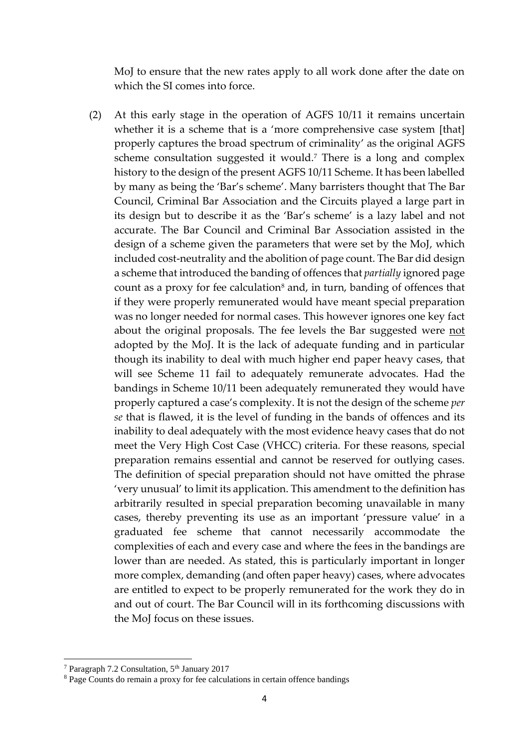MoJ to ensure that the new rates apply to all work done after the date on which the SI comes into force.

(2) At this early stage in the operation of AGFS 10/11 it remains uncertain whether it is a scheme that is a 'more comprehensive case system [that] properly captures the broad spectrum of criminality' as the original AGFS scheme consultation suggested it would.[7] There is a long and complex history to the design of the present AGFS 10/11 Scheme. It has been labelled by many as being the 'Bar's scheme'. Many barristers thought that The Bar Council, Criminal Bar Association and the Circuits played a large part in its design but to describe it as the 'Bar's scheme' is a lazy label and not accurate. The Bar Council and Criminal Bar Association assisted in the design of a scheme given the parameters that were set by the MoJ, which included cost-neutrality and the abolition of page count. The Bar did design a scheme that introduced the banding of offences that *partially* ignored page count as a proxy for fee calculation[8] and, in turn, banding of offences that if they were properly remunerated would have meant special preparation was no longer needed for normal cases. This however ignores one key fact about the original proposals. The fee levels the Bar suggested were <u>not</u> adopted by the MoJ. It is the lack of adequate funding and in particular though its inability to deal with much higher end paper heavy cases, that will see Scheme 11 fail to adequately remunerate advocates. Had the bandings in Scheme 10/11 been adequately remunerated they would have properly captured a case's complexity. It is not the design of the scheme *per se* that is flawed, it is the level of funding in the bands of offences and its inability to deal adequately with the most evidence heavy cases that do not meet the Very High Cost Case (VHCC) criteria. For these reasons, special preparation remains essential and cannot be reserved for outlying cases. The definition of special preparation should not have omitted the phrase 'very unusual' to limit its application. This amendment to the definition has arbitrarily resulted in special preparation becoming unavailable in many cases, thereby preventing its use as an important 'pressure value' in a graduated fee scheme that cannot necessarily accommodate the complexities of each and every case and where the fees in the bandings are lower than are needed. As stated, this is particularly important in longer more complex, demanding (and often paper heavy) cases, where advocates are entitled to expect to be properly remunerated for the work they do in and out of court. The Bar Council will in its forthcoming discussions with the MoJ focus on these issues.

---

[7] Paragraph 7.2 Consultation, 5th January 2017

[8] Page Counts do remain a proxy for fee calculations in certain offence bandings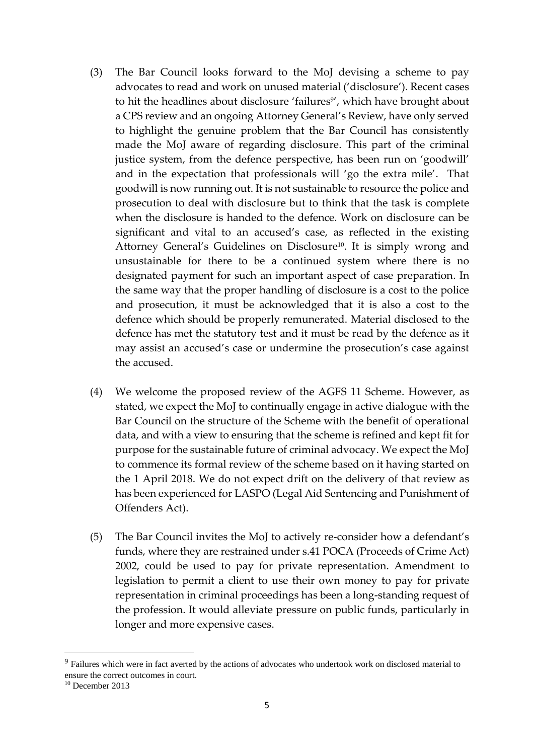(3) The Bar Council looks forward to the MoJ devising a scheme to pay advocates to read and work on unused material ('disclosure'). Recent cases to hit the headlines about disclosure 'failures[9]', which have brought about a CPS review and an ongoing Attorney General's Review, have only served to highlight the genuine problem that the Bar Council has consistently made the MoJ aware of regarding disclosure. This part of the criminal justice system, from the defence perspective, has been run on 'goodwill' and in the expectation that professionals will 'go the extra mile'. That goodwill is now running out. It is not sustainable to resource the police and prosecution to deal with disclosure but to think that the task is complete when the disclosure is handed to the defence. Work on disclosure can be significant and vital to an accused's case, as reflected in the existing Attorney General's Guidelines on Disclosure[10]. It is simply wrong and unsustainable for there to be a continued system where there is no designated payment for such an important aspect of case preparation. In the same way that the proper handling of disclosure is a cost to the police and prosecution, it must be acknowledged that it is also a cost to the defence which should be properly remunerated. Material disclosed to the defence has met the statutory test and it must be read by the defence as it may assist an accused's case or undermine the prosecution's case against the accused.

(4) We welcome the proposed review of the AGFS 11 Scheme. However, as stated, we expect the MoJ to continually engage in active dialogue with the Bar Council on the structure of the Scheme with the benefit of operational data, and with a view to ensuring that the scheme is refined and kept fit for purpose for the sustainable future of criminal advocacy. We expect the MoJ to commence its formal review of the scheme based on it having started on the 1 April 2018. We do not expect drift on the delivery of that review as has been experienced for LASPO (Legal Aid Sentencing and Punishment of Offenders Act).

(5) The Bar Council invites the MoJ to actively re-consider how a defendant's funds, where they are restrained under s.41 POCA (Proceeds of Crime Act) 2002, could be used to pay for private representation. Amendment to legislation to permit a client to use their own money to pay for private representation in criminal proceedings has been a long-standing request of the profession. It would alleviate pressure on public funds, particularly in longer and more expensive cases.

---

[9] Failures which were in fact averted by the actions of advocates who undertook work on disclosed material to ensure the correct outcomes in court.

[10] December 2013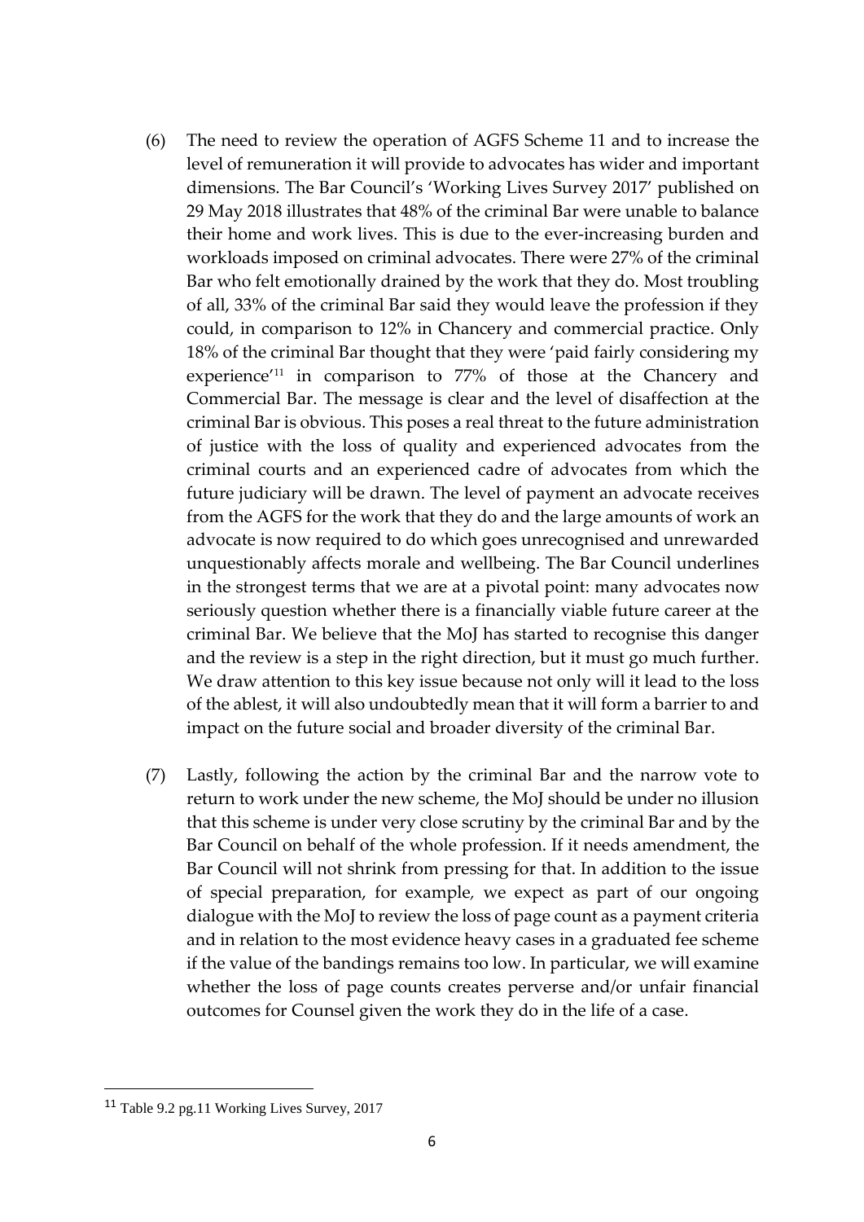(6) The need to review the operation of AGFS Scheme 11 and to increase the level of remuneration it will provide to advocates has wider and important dimensions. The Bar Council's 'Working Lives Survey 2017' published on 29 May 2018 illustrates that 48% of the criminal Bar were unable to balance their home and work lives. This is due to the ever-increasing burden and workloads imposed on criminal advocates. There were 27% of the criminal Bar who felt emotionally drained by the work that they do. Most troubling of all, 33% of the criminal Bar said they would leave the profession if they could, in comparison to 12% in Chancery and commercial practice. Only 18% of the criminal Bar thought that they were 'paid fairly considering my experience'[11] in comparison to 77% of those at the Chancery and Commercial Bar. The message is clear and the level of disaffection at the criminal Bar is obvious. This poses a real threat to the future administration of justice with the loss of quality and experienced advocates from the criminal courts and an experienced cadre of advocates from which the future judiciary will be drawn. The level of payment an advocate receives from the AGFS for the work that they do and the large amounts of work an advocate is now required to do which goes unrecognised and unrewarded unquestionably affects morale and wellbeing. The Bar Council underlines in the strongest terms that we are at a pivotal point: many advocates now seriously question whether there is a financially viable future career at the criminal Bar. We believe that the MoJ has started to recognise this danger and the review is a step in the right direction, but it must go much further. We draw attention to this key issue because not only will it lead to the loss of the ablest, it will also undoubtedly mean that it will form a barrier to and impact on the future social and broader diversity of the criminal Bar.

(7) Lastly, following the action by the criminal Bar and the narrow vote to return to work under the new scheme, the MoJ should be under no illusion that this scheme is under very close scrutiny by the criminal Bar and by the Bar Council on behalf of the whole profession. If it needs amendment, the Bar Council will not shrink from pressing for that. In addition to the issue of special preparation, for example, we expect as part of our ongoing dialogue with the MoJ to review the loss of page count as a payment criteria and in relation to the most evidence heavy cases in a graduated fee scheme if the value of the bandings remains too low. In particular, we will examine whether the loss of page counts creates perverse and/or unfair financial outcomes for Counsel given the work they do in the life of a case.

---

[11] Table 9.2 pg.11 Working Lives Survey, 2017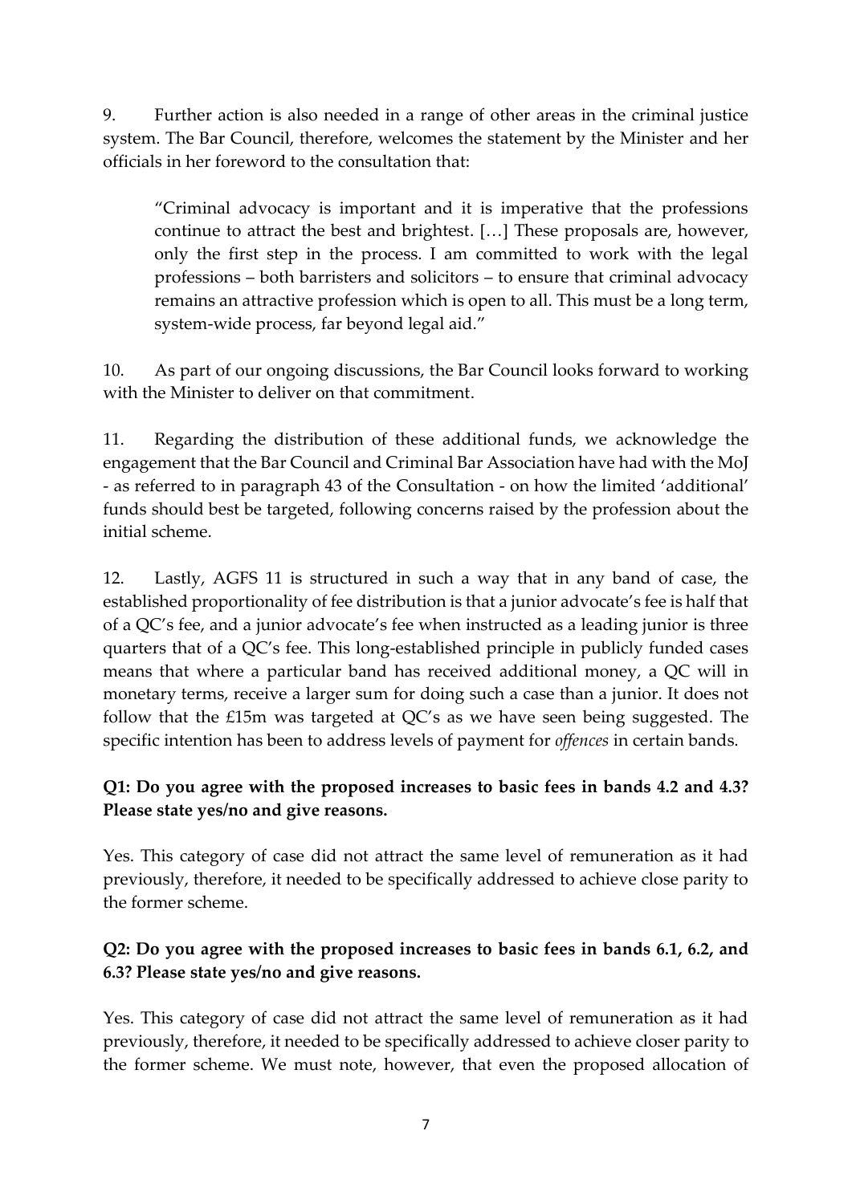9. Further action is also needed in a range of other areas in the criminal justice system. The Bar Council, therefore, welcomes the statement by the Minister and her officials in her foreword to the consultation that:

> "Criminal advocacy is important and it is imperative that the professions continue to attract the best and brightest. […] These proposals are, however, only the first step in the process. I am committed to work with the legal professions – both barristers and solicitors – to ensure that criminal advocacy remains an attractive profession which is open to all. This must be a long term, system-wide process, far beyond legal aid."

10. As part of our ongoing discussions, the Bar Council looks forward to working with the Minister to deliver on that commitment.

11. Regarding the distribution of these additional funds, we acknowledge the engagement that the Bar Council and Criminal Bar Association have had with the MoJ - as referred to in paragraph 43 of the Consultation - on how the limited 'additional' funds should best be targeted, following concerns raised by the profession about the initial scheme.

12. Lastly, AGFS 11 is structured in such a way that in any band of case, the established proportionality of fee distribution is that a junior advocate's fee is half that of a QC's fee, and a junior advocate's fee when instructed as a leading junior is three quarters that of a QC's fee. This long-established principle in publicly funded cases means that where a particular band has received additional money, a QC will in monetary terms, receive a larger sum for doing such a case than a junior. It does not follow that the £15m was targeted at QC's as we have seen being suggested. The specific intention has been to address levels of payment for *offences* in certain bands.

**Q1: Do you agree with the proposed increases to basic fees in bands 4.2 and 4.3? Please state yes/no and give reasons.**

Yes. This category of case did not attract the same level of remuneration as it had previously, therefore, it needed to be specifically addressed to achieve close parity to the former scheme.

**Q2: Do you agree with the proposed increases to basic fees in bands 6.1, 6.2, and 6.3? Please state yes/no and give reasons.**

Yes. This category of case did not attract the same level of remuneration as it had previously, therefore, it needed to be specifically addressed to achieve closer parity to the former scheme. We must note, however, that even the proposed allocation of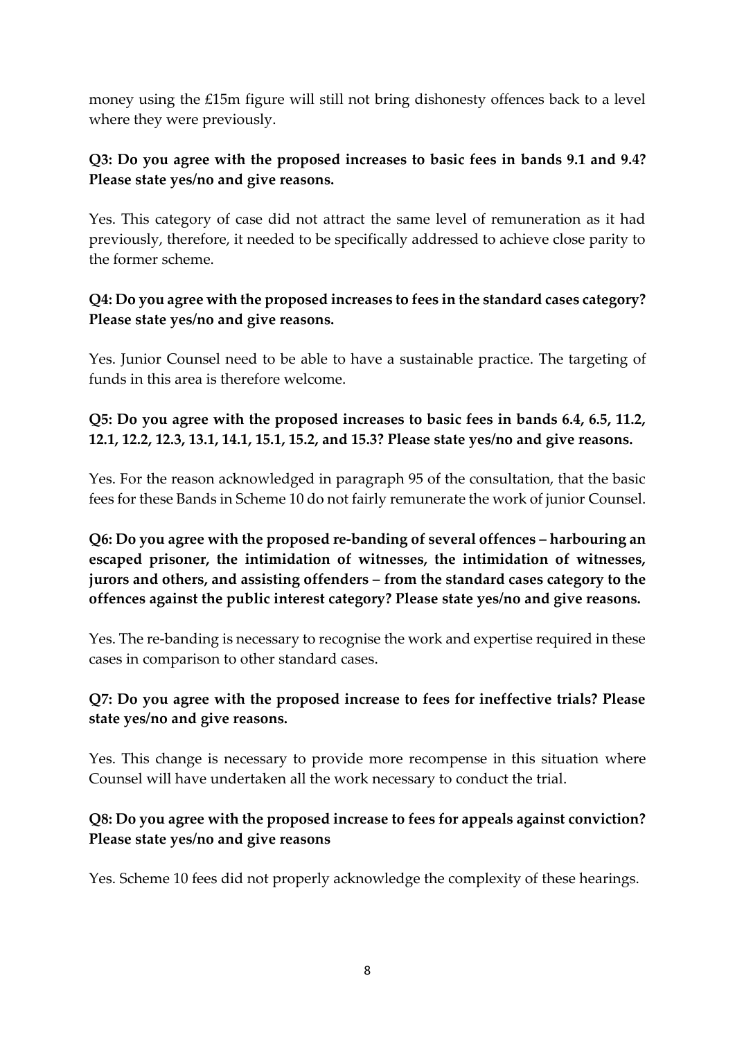money using the £15m figure will still not bring dishonesty offences back to a level where they were previously.

**Q3: Do you agree with the proposed increases to basic fees in bands 9.1 and 9.4? Please state yes/no and give reasons.**

Yes. This category of case did not attract the same level of remuneration as it had previously, therefore, it needed to be specifically addressed to achieve close parity to the former scheme.

**Q4: Do you agree with the proposed increases to fees in the standard cases category? Please state yes/no and give reasons.**

Yes. Junior Counsel need to be able to have a sustainable practice. The targeting of funds in this area is therefore welcome.

**Q5: Do you agree with the proposed increases to basic fees in bands 6.4, 6.5, 11.2, 12.1, 12.2, 12.3, 13.1, 14.1, 15.1, 15.2, and 15.3? Please state yes/no and give reasons.**

Yes. For the reason acknowledged in paragraph 95 of the consultation, that the basic fees for these Bands in Scheme 10 do not fairly remunerate the work of junior Counsel.

**Q6: Do you agree with the proposed re-banding of several offences – harbouring an escaped prisoner, the intimidation of witnesses, the intimidation of witnesses, jurors and others, and assisting offenders – from the standard cases category to the offences against the public interest category? Please state yes/no and give reasons.**

Yes. The re-banding is necessary to recognise the work and expertise required in these cases in comparison to other standard cases.

**Q7: Do you agree with the proposed increase to fees for ineffective trials? Please state yes/no and give reasons.**

Yes. This change is necessary to provide more recompense in this situation where Counsel will have undertaken all the work necessary to conduct the trial.

**Q8: Do you agree with the proposed increase to fees for appeals against conviction? Please state yes/no and give reasons**

Yes. Scheme 10 fees did not properly acknowledge the complexity of these hearings.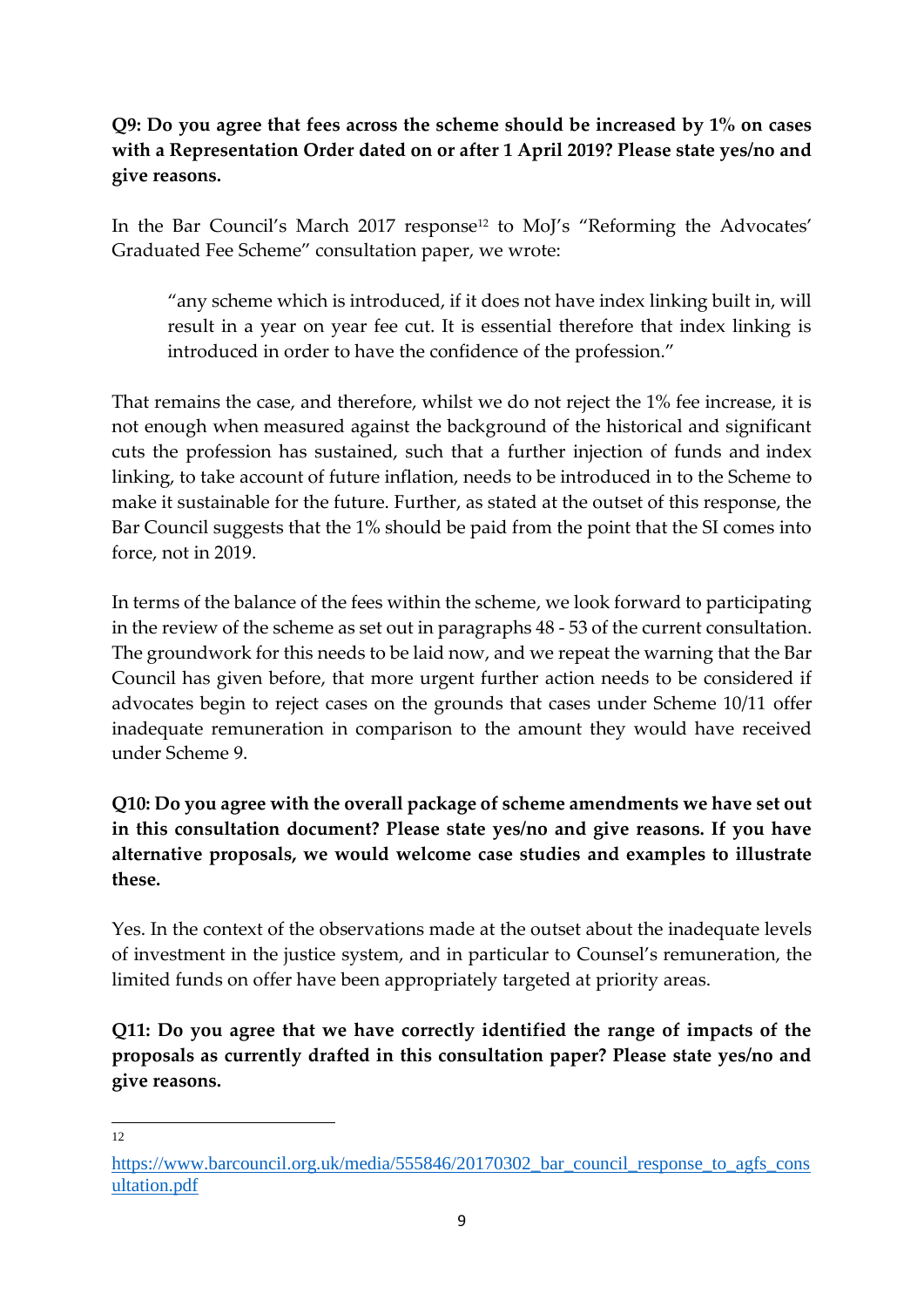**Q9: Do you agree that fees across the scheme should be increased by 1% on cases with a Representation Order dated on or after 1 April 2019? Please state yes/no and give reasons.**

In the Bar Council's March 2017 response[12] to MoJ's "Reforming the Advocates' Graduated Fee Scheme" consultation paper, we wrote:

> "any scheme which is introduced, if it does not have index linking built in, will result in a year on year fee cut. It is essential therefore that index linking is introduced in order to have the confidence of the profession."

That remains the case, and therefore, whilst we do not reject the 1% fee increase, it is not enough when measured against the background of the historical and significant cuts the profession has sustained, such that a further injection of funds and index linking, to take account of future inflation, needs to be introduced in to the Scheme to make it sustainable for the future. Further, as stated at the outset of this response, the Bar Council suggests that the 1% should be paid from the point that the SI comes into force, not in 2019.

In terms of the balance of the fees within the scheme, we look forward to participating in the review of the scheme as set out in paragraphs 48 - 53 of the current consultation. The groundwork for this needs to be laid now, and we repeat the warning that the Bar Council has given before, that more urgent further action needs to be considered if advocates begin to reject cases on the grounds that cases under Scheme 10/11 offer inadequate remuneration in comparison to the amount they would have received under Scheme 9.

**Q10: Do you agree with the overall package of scheme amendments we have set out in this consultation document? Please state yes/no and give reasons. If you have alternative proposals, we would welcome case studies and examples to illustrate these.**

Yes. In the context of the observations made at the outset about the inadequate levels of investment in the justice system, and in particular to Counsel's remuneration, the limited funds on offer have been appropriately targeted at priority areas.

**Q11: Do you agree that we have correctly identified the range of impacts of the proposals as currently drafted in this consultation paper? Please state yes/no and give reasons.**

---

12 https://www.barcouncil.org.uk/media/555846/20170302_bar_council_response_to_agfs_consultation.pdf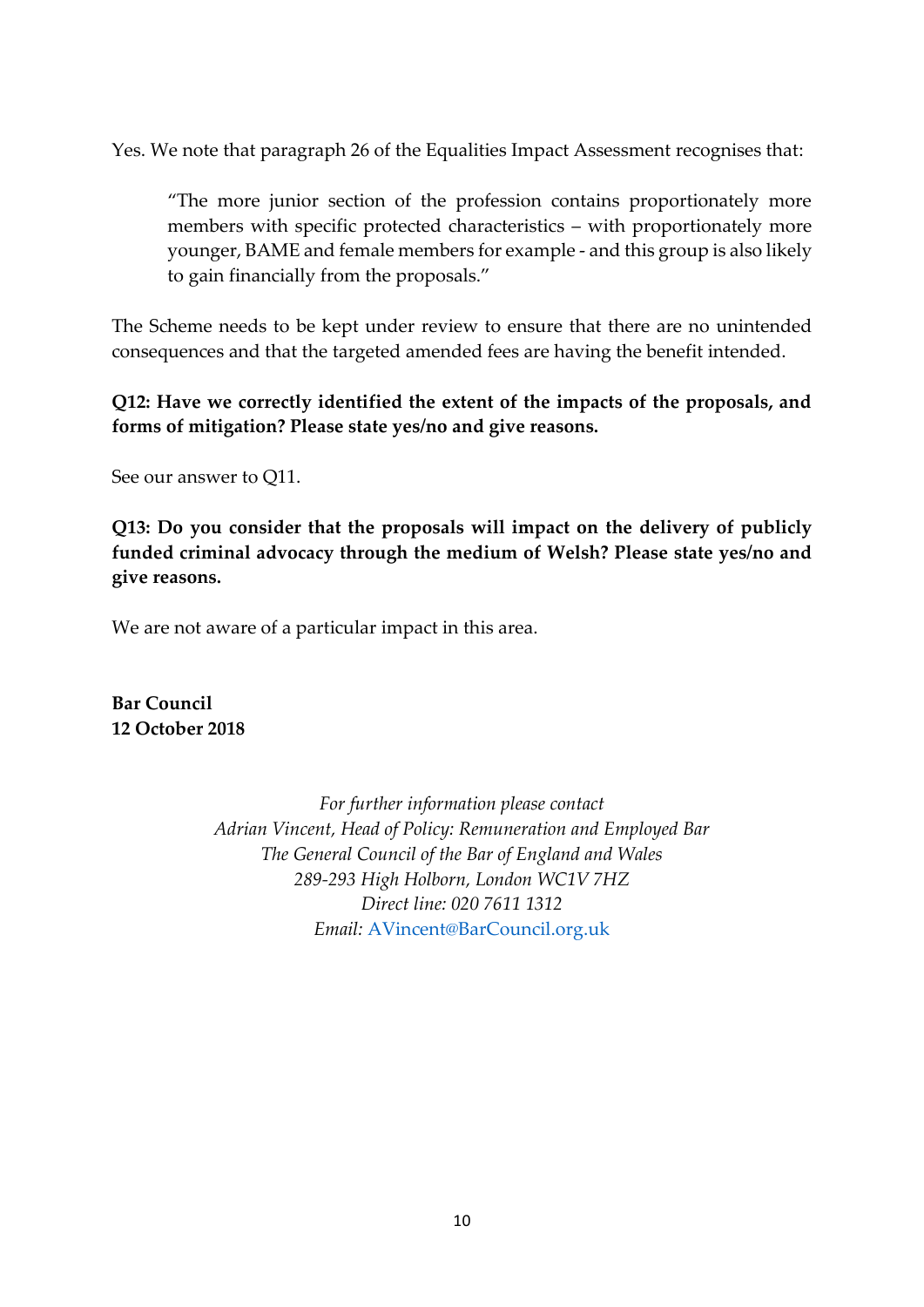Yes. We note that paragraph 26 of the Equalities Impact Assessment recognises that:

> "The more junior section of the profession contains proportionately more members with specific protected characteristics – with proportionately more younger, BAME and female members for example - and this group is also likely to gain financially from the proposals."

The Scheme needs to be kept under review to ensure that there are no unintended consequences and that the targeted amended fees are having the benefit intended.

**Q12: Have we correctly identified the extent of the impacts of the proposals, and forms of mitigation? Please state yes/no and give reasons.**

See our answer to Q11.

**Q13: Do you consider that the proposals will impact on the delivery of publicly funded criminal advocacy through the medium of Welsh? Please state yes/no and give reasons.**

We are not aware of a particular impact in this area.

**Bar Council**
**12 October 2018**

*For further information please contact*
*Adrian Vincent, Head of Policy: Remuneration and Employed Bar*
*The General Council of the Bar of England and Wales*
*289-293 High Holborn, London WC1V 7HZ*
*Direct line: 020 7611 1312*
*Email:* AVincent@BarCouncil.org.uk